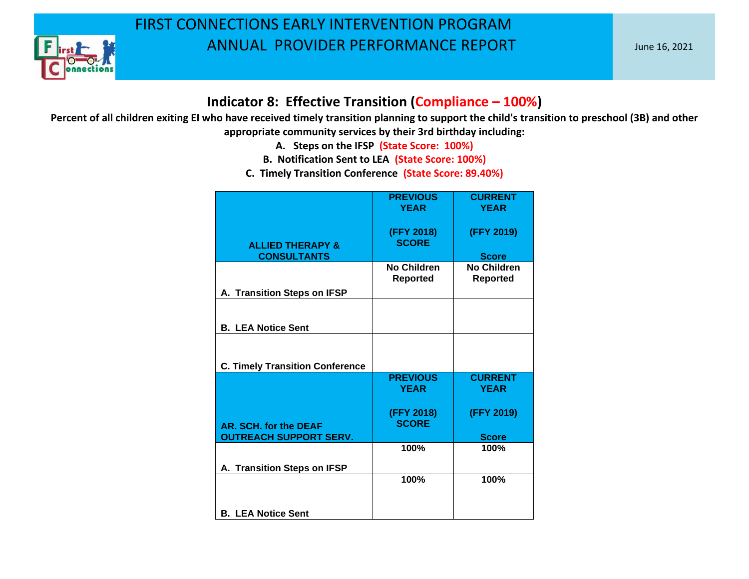# FIRST CONNECTIONS EARLY INTERVENTION PROGRAM
# ANNUAL PROVIDER PERFORMANCE REPORT

June 16, 2021

## Indicator 8: Effective Transition (Compliance – 100%)

**Percent of all children exiting EI who have received timely transition planning to support the child's transition to preschool (3B) and other appropriate community services by their 3rd birthday including:**

**A. Steps on the IFSP (State Score: 100%)**

**B. Notification Sent to LEA (State Score: 100%)**

**C. Timely Transition Conference (State Score: 89.40%)**

| ALLIED THERAPY & CONSULTANTS | PREVIOUS YEAR (FFY 2018) SCORE | CURRENT YEAR (FFY 2019) Score |
|---|---|---|
| A. Transition Steps on IFSP | No Children Reported | No Children Reported |
| B. LEA Notice Sent | | |
| C. Timely Transition Conference | | |

| AR. SCH. for the DEAF OUTREACH SUPPORT SERV. | PREVIOUS YEAR (FFY 2018) SCORE | CURRENT YEAR (FFY 2019) Score |
|---|---|---|
| A. Transition Steps on IFSP | 100% | 100% |
| B. LEA Notice Sent | 100% | 100% |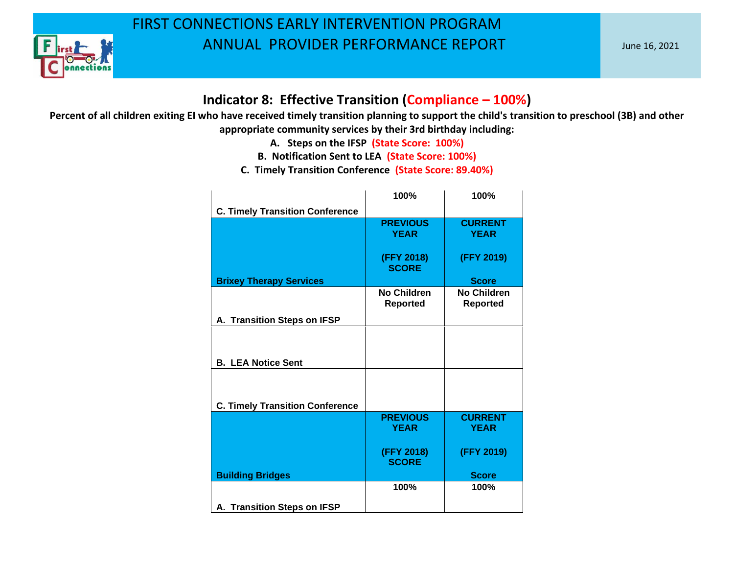# FIRST CONNECTIONS EARLY INTERVENTION PROGRAM
# ANNUAL PROVIDER PERFORMANCE REPORT

June 16, 2021

## Indicator 8: Effective Transition (Compliance – 100%)

**Percent of all children exiting EI who have received timely transition planning to support the child's transition to preschool (3B) and other appropriate community services by their 3rd birthday including:**

**A. Steps on the IFSP (State Score: 100%)**

**B. Notification Sent to LEA (State Score: 100%)**

**C. Timely Transition Conference (State Score: 89.40%)**

| | | |
|---|---|---|
| **C. Timely Transition Conference** | **100%** | **100%** |

| **Brixey Therapy Services** | **PREVIOUS YEAR (FFY 2018) SCORE** | **CURRENT YEAR (FFY 2019) Score** |
|---|---|---|
| **A. Transition Steps on IFSP** | **No Children Reported** | **No Children Reported** |
| **B. LEA Notice Sent** | | |
| **C. Timely Transition Conference** | | |

| **Building Bridges** | **PREVIOUS YEAR (FFY 2018) SCORE** | **CURRENT YEAR (FFY 2019) Score** |
|---|---|---|
| **A. Transition Steps on IFSP** | **100%** | **100%** |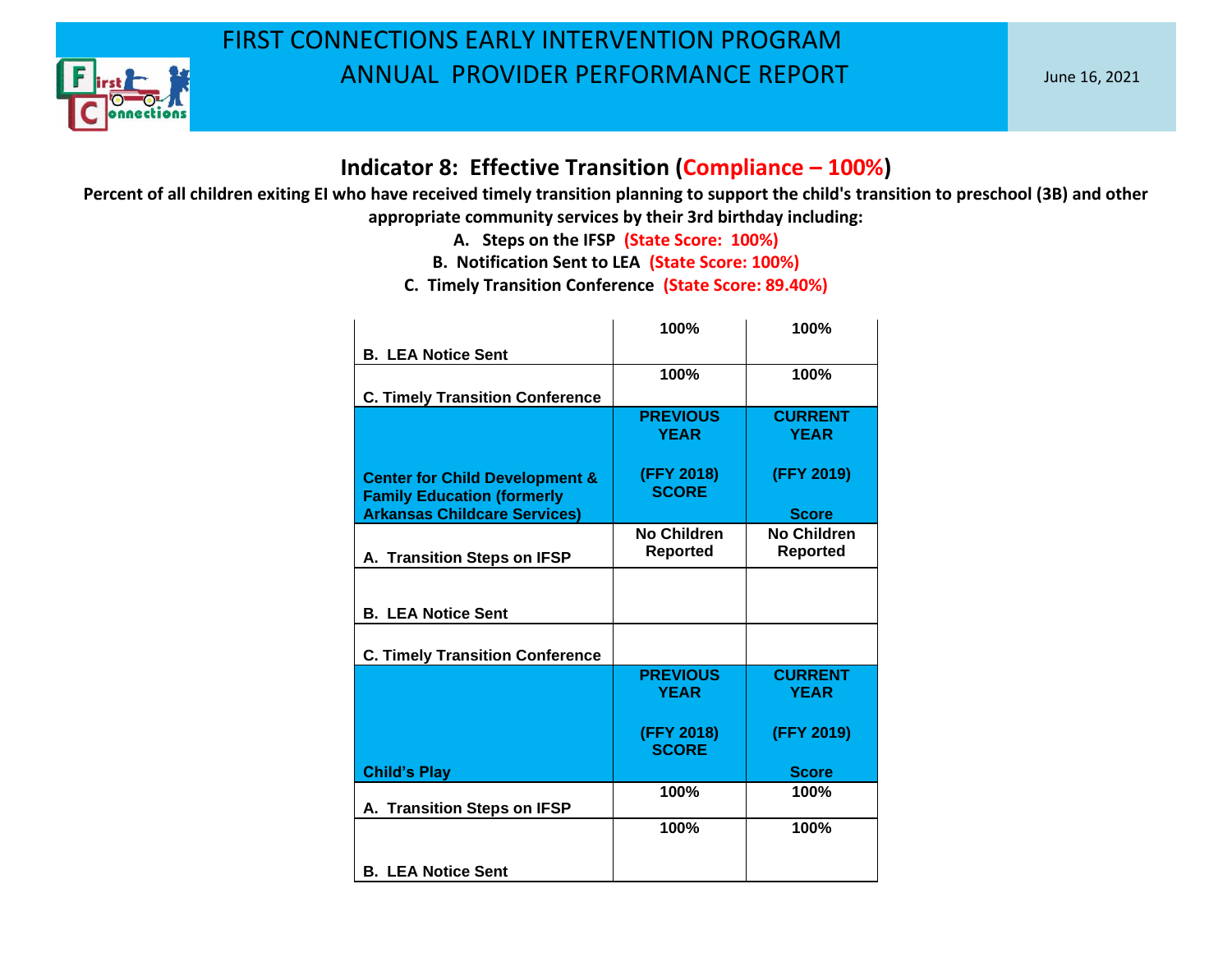# FIRST CONNECTIONS EARLY INTERVENTION PROGRAM
## ANNUAL PROVIDER PERFORMANCE REPORT

June 16, 2021

### Indicator 8: Effective Transition (Compliance – 100%)

**Percent of all children exiting EI who have received timely transition planning to support the child's transition to preschool (3B) and other appropriate community services by their 3rd birthday including:**

**A. Steps on the IFSP (State Score: 100%)**

**B. Notification Sent to LEA (State Score: 100%)**

**C. Timely Transition Conference (State Score: 89.40%)**

| | | |
|---|---|---|
| **B. LEA Notice Sent** | **100%** | **100%** |
| **C. Timely Transition Conference** | **100%** | **100%** |

| **Center for Child Development & Family Education (formerly Arkansas Childcare Services)** | **PREVIOUS YEAR (FFY 2018) SCORE** | **CURRENT YEAR (FFY 2019) Score** |
|---|---|---|
| **A. Transition Steps on IFSP** | **No Children Reported** | **No Children Reported** |
| **B. LEA Notice Sent** | | |
| **C. Timely Transition Conference** | | |

| **Child's Play** | **PREVIOUS YEAR (FFY 2018) SCORE** | **CURRENT YEAR (FFY 2019) Score** |
|---|---|---|
| **A. Transition Steps on IFSP** | **100%** | **100%** |
| **B. LEA Notice Sent** | **100%** | **100%** |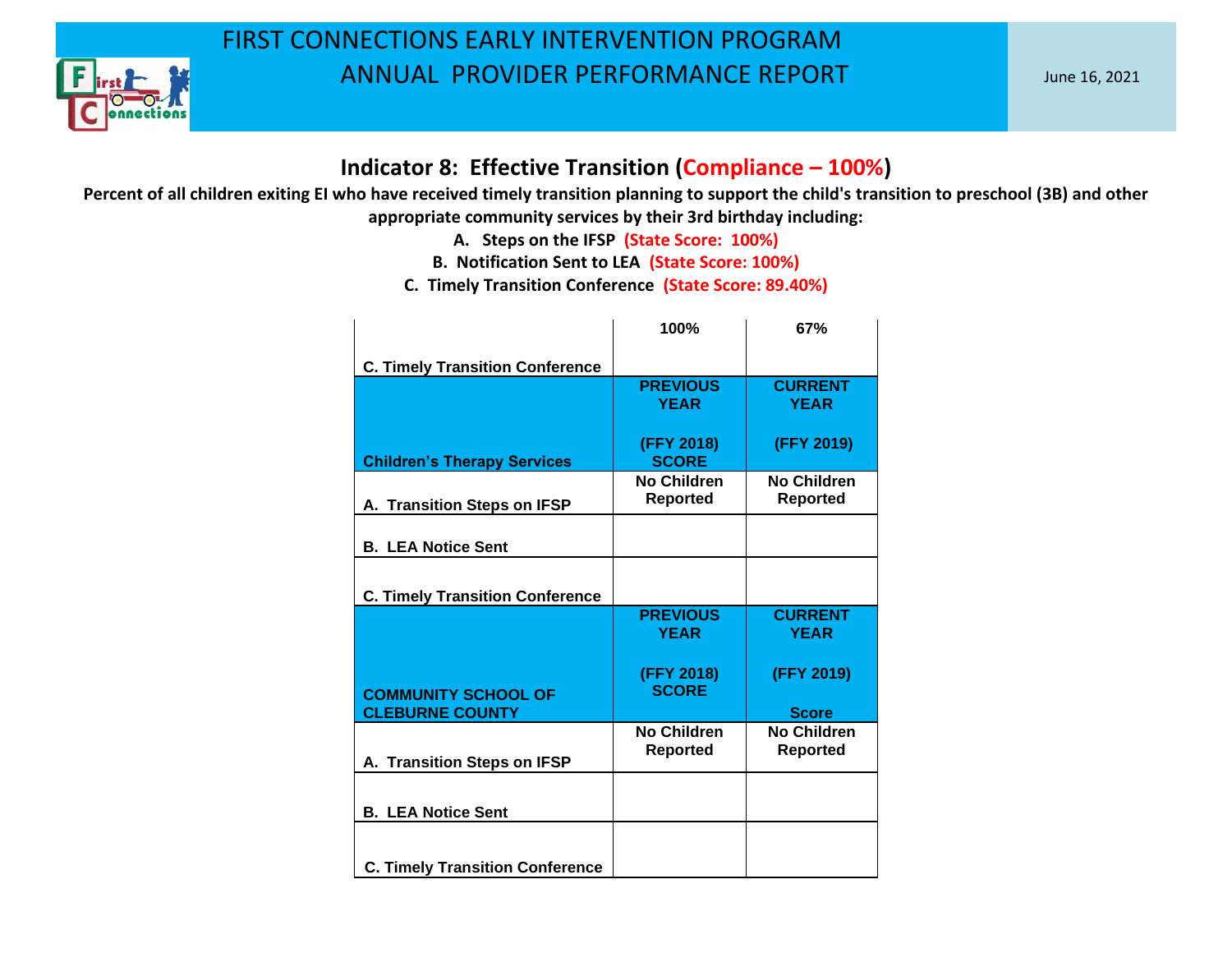# FIRST CONNECTIONS EARLY INTERVENTION PROGRAM
# ANNUAL PROVIDER PERFORMANCE REPORT

June 16, 2021

## Indicator 8: Effective Transition (Compliance – 100%)

**Percent of all children exiting EI who have received timely transition planning to support the child's transition to preschool (3B) and other appropriate community services by their 3rd birthday including:**

**A. Steps on the IFSP (State Score: 100%)**

**B. Notification Sent to LEA (State Score: 100%)**

**C. Timely Transition Conference (State Score: 89.40%)**

| | | |
|---|---|---|
| **C. Timely Transition Conference** | **100%** | **67%** |

| **Children's Therapy Services** | **PREVIOUS YEAR (FFY 2018) SCORE** | **CURRENT YEAR (FFY 2019)** |
|---|---|---|
| **A. Transition Steps on IFSP** | **No Children Reported** | **No Children Reported** |
| **B. LEA Notice Sent** | | |
| **C. Timely Transition Conference** | | |

| **COMMUNITY SCHOOL OF CLEBURNE COUNTY** | **PREVIOUS YEAR (FFY 2018) SCORE** | **CURRENT YEAR (FFY 2019) Score** |
|---|---|---|
| **A. Transition Steps on IFSP** | **No Children Reported** | **No Children Reported** |
| **B. LEA Notice Sent** | | |
| **C. Timely Transition Conference** | | |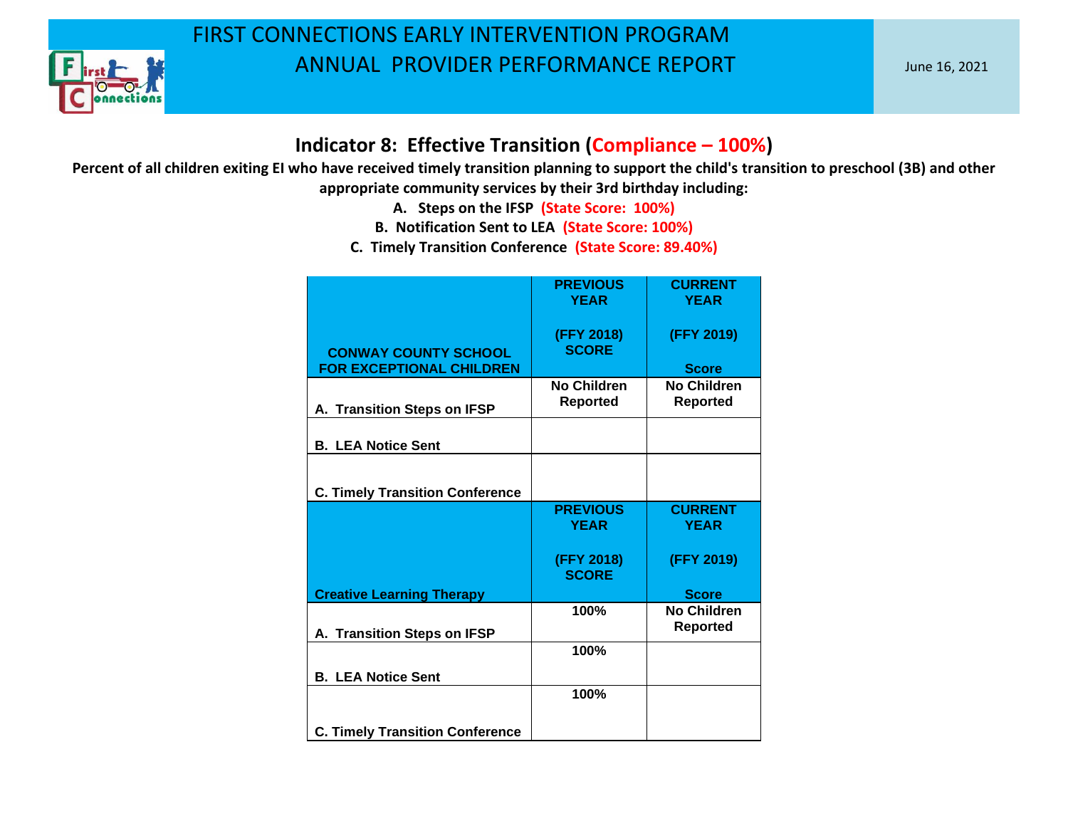# FIRST CONNECTIONS EARLY INTERVENTION PROGRAM
# ANNUAL PROVIDER PERFORMANCE REPORT

June 16, 2021

## Indicator 8: Effective Transition (Compliance – 100%)

**Percent of all children exiting EI who have received timely transition planning to support the child's transition to preschool (3B) and other appropriate community services by their 3rd birthday including:**

**A. Steps on the IFSP (State Score: 100%)**

**B. Notification Sent to LEA (State Score: 100%)**

**C. Timely Transition Conference (State Score: 89.40%)**

| CONWAY COUNTY SCHOOL FOR EXCEPTIONAL CHILDREN | PREVIOUS YEAR (FFY 2018) SCORE | CURRENT YEAR (FFY 2019) Score |
|---|---|---|
| A. Transition Steps on IFSP | No Children Reported | No Children Reported |
| B. LEA Notice Sent | | |
| C. Timely Transition Conference | | |

| Creative Learning Therapy | PREVIOUS YEAR (FFY 2018) SCORE | CURRENT YEAR (FFY 2019) Score |
|---|---|---|
| A. Transition Steps on IFSP | 100% | No Children Reported |
| B. LEA Notice Sent | 100% | |
| C. Timely Transition Conference | 100% | |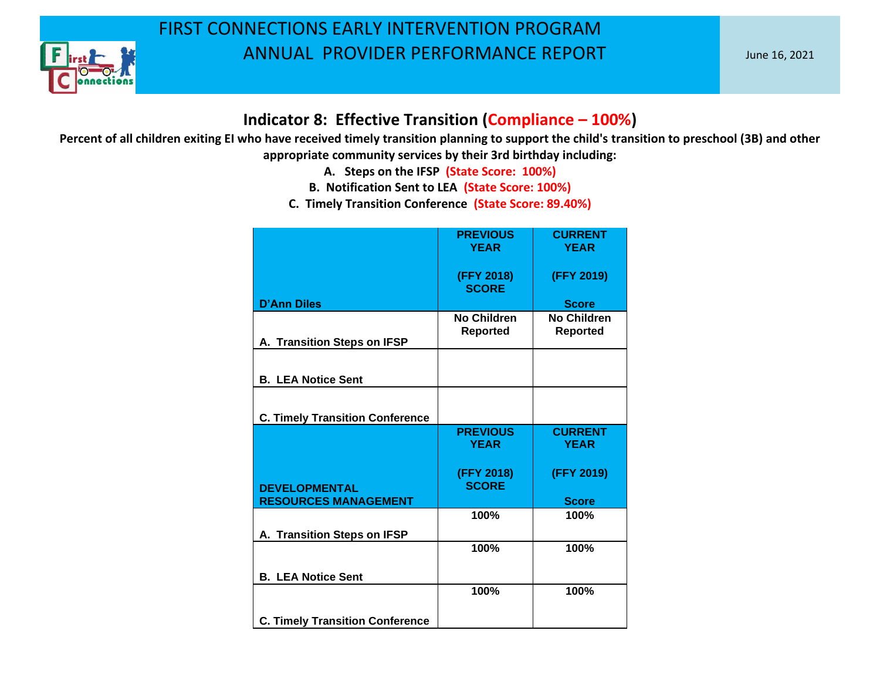# FIRST CONNECTIONS EARLY INTERVENTION PROGRAM
# ANNUAL PROVIDER PERFORMANCE REPORT

June 16, 2021

## Indicator 8: Effective Transition (Compliance – 100%)

**Percent of all children exiting EI who have received timely transition planning to support the child's transition to preschool (3B) and other appropriate community services by their 3rd birthday including:**

**A. Steps on the IFSP (State Score: 100%)**

**B. Notification Sent to LEA (State Score: 100%)**

**C. Timely Transition Conference (State Score: 89.40%)**

| D'Ann Diles | PREVIOUS YEAR (FFY 2018) SCORE | CURRENT YEAR (FFY 2019) Score |
|---|---|---|
| A. Transition Steps on IFSP | No Children Reported | No Children Reported |
| B. LEA Notice Sent | | |
| C. Timely Transition Conference | | |

| DEVELOPMENTAL RESOURCES MANAGEMENT | PREVIOUS YEAR (FFY 2018) SCORE | CURRENT YEAR (FFY 2019) Score |
|---|---|---|
| A. Transition Steps on IFSP | 100% | 100% |
| B. LEA Notice Sent | 100% | 100% |
| C. Timely Transition Conference | 100% | 100% |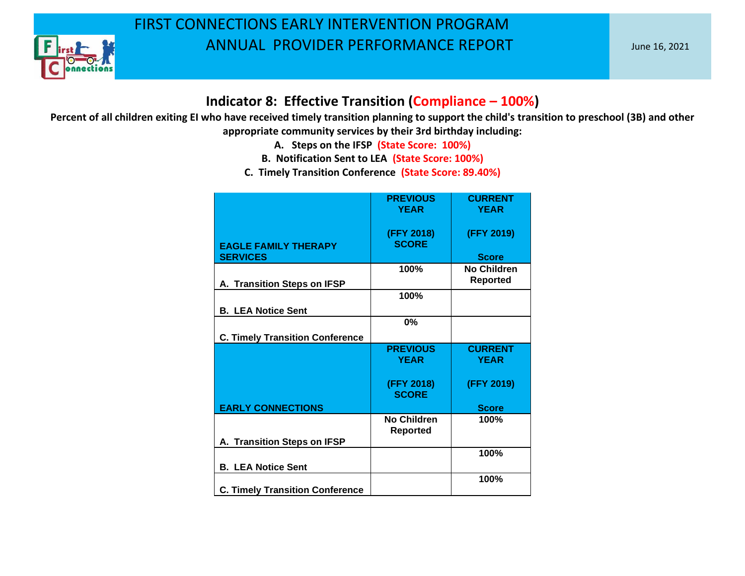# FIRST CONNECTIONS EARLY INTERVENTION PROGRAM
# ANNUAL PROVIDER PERFORMANCE REPORT

June 16, 2021

## Indicator 8: Effective Transition (Compliance – 100%)

**Percent of all children exiting EI who have received timely transition planning to support the child's transition to preschool (3B) and other appropriate community services by their 3rd birthday including:**

**A. Steps on the IFSP (State Score: 100%)**

**B. Notification Sent to LEA (State Score: 100%)**

**C. Timely Transition Conference (State Score: 89.40%)**

| EAGLE FAMILY THERAPY SERVICES | PREVIOUS YEAR (FFY 2018) SCORE | CURRENT YEAR (FFY 2019) Score |
|---|---|---|
| A. Transition Steps on IFSP | 100% | No Children Reported |
| B. LEA Notice Sent | 100% | |
| C. Timely Transition Conference | 0% | |

| EARLY CONNECTIONS | PREVIOUS YEAR (FFY 2018) SCORE | CURRENT YEAR (FFY 2019) Score |
|---|---|---|
| A. Transition Steps on IFSP | No Children Reported | 100% |
| B. LEA Notice Sent | | 100% |
| C. Timely Transition Conference | | 100% |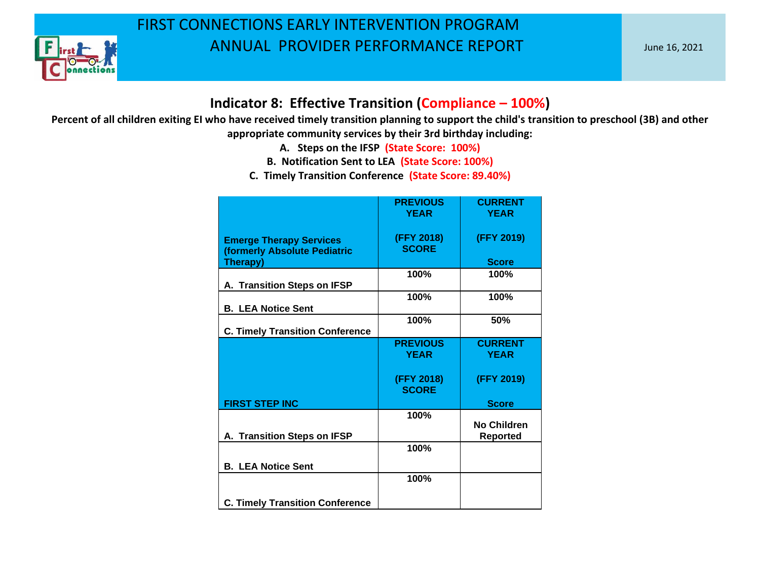## Indicator 8: Effective Transition (Compliance – 100%)

**Percent of all children exiting EI who have received timely transition planning to support the child's transition to preschool (3B) and other appropriate community services by their 3rd birthday including:**

**A. Steps on the IFSP (State Score: 100%)**

**B. Notification Sent to LEA (State Score: 100%)**

**C. Timely Transition Conference (State Score: 89.40%)**

| Emerge Therapy Services (formerly Absolute Pediatric Therapy) | PREVIOUS YEAR (FFY 2018) SCORE | CURRENT YEAR (FFY 2019) Score |
|---|---|---|
| A. Transition Steps on IFSP | 100% | 100% |
| B. LEA Notice Sent | 100% | 100% |
| C. Timely Transition Conference | 100% | 50% |

| FIRST STEP INC | PREVIOUS YEAR (FFY 2018) SCORE | CURRENT YEAR (FFY 2019) Score |
|---|---|---|
| A. Transition Steps on IFSP | 100% | No Children Reported |
| B. LEA Notice Sent | 100% | |
| C. Timely Transition Conference | 100% | |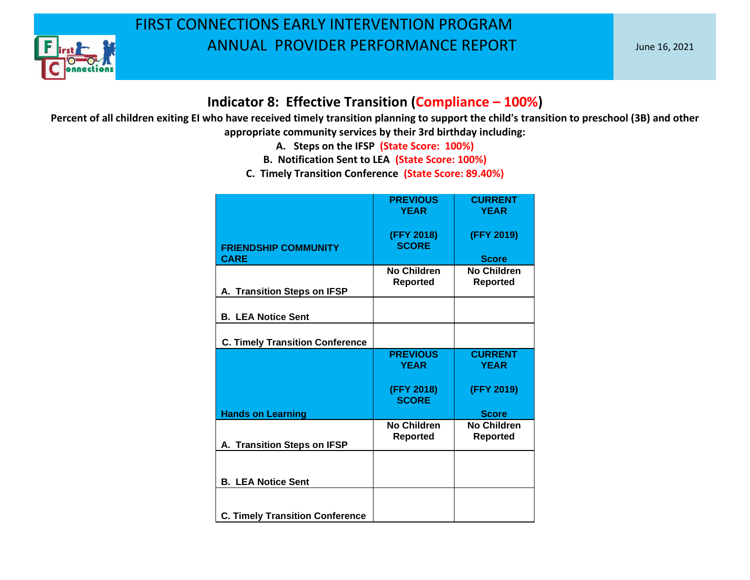# FIRST CONNECTIONS EARLY INTERVENTION PROGRAM
# ANNUAL PROVIDER PERFORMANCE REPORT

June 16, 2021

## Indicator 8: Effective Transition (Compliance – 100%)

**Percent of all children exiting EI who have received timely transition planning to support the child's transition to preschool (3B) and other appropriate community services by their 3rd birthday including:**

**A. Steps on the IFSP (State Score: 100%)**

**B. Notification Sent to LEA (State Score: 100%)**

**C. Timely Transition Conference (State Score: 89.40%)**

| FRIENDSHIP COMMUNITY CARE | PREVIOUS YEAR (FFY 2018) SCORE | CURRENT YEAR (FFY 2019) Score |
|---|---|---|
| A. Transition Steps on IFSP | No Children Reported | No Children Reported |
| B. LEA Notice Sent | | |
| C. Timely Transition Conference | | |

| Hands on Learning | PREVIOUS YEAR (FFY 2018) SCORE | CURRENT YEAR (FFY 2019) Score |
|---|---|---|
| A. Transition Steps on IFSP | No Children Reported | No Children Reported |
| B. LEA Notice Sent | | |
| C. Timely Transition Conference | | |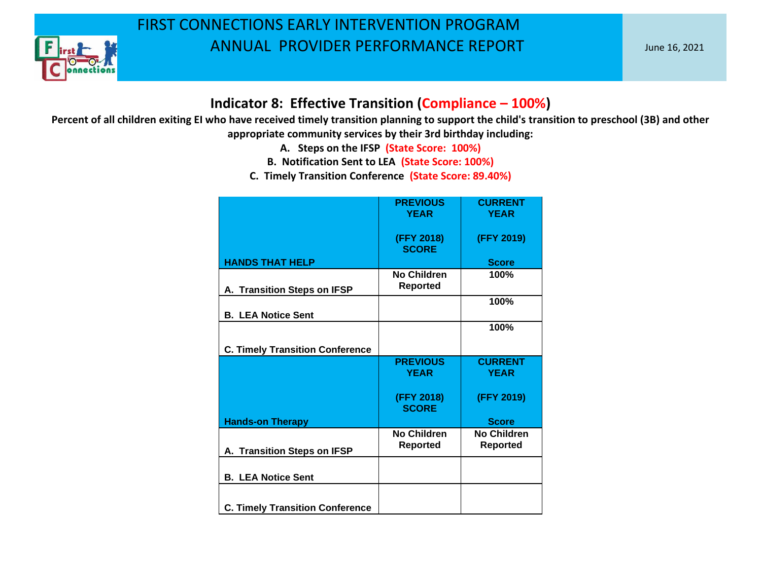# FIRST CONNECTIONS EARLY INTERVENTION PROGRAM
## ANNUAL PROVIDER PERFORMANCE REPORT

June 16, 2021

### Indicator 8: Effective Transition (Compliance – 100%)

**Percent of all children exiting EI who have received timely transition planning to support the child's transition to preschool (3B) and other appropriate community services by their 3rd birthday including:**

**A. Steps on the IFSP (State Score: 100%)**
**B. Notification Sent to LEA (State Score: 100%)**
**C. Timely Transition Conference (State Score: 89.40%)**

| HANDS THAT HELP | PREVIOUS YEAR (FFY 2018) SCORE | CURRENT YEAR (FFY 2019) Score |
|---|---|---|
| A. Transition Steps on IFSP | No Children Reported | 100% |
| B. LEA Notice Sent | | 100% |
| C. Timely Transition Conference | | 100% |

| Hands-on Therapy | PREVIOUS YEAR (FFY 2018) SCORE | CURRENT YEAR (FFY 2019) Score |
|---|---|---|
| A. Transition Steps on IFSP | No Children Reported | No Children Reported |
| B. LEA Notice Sent | | |
| C. Timely Transition Conference | | |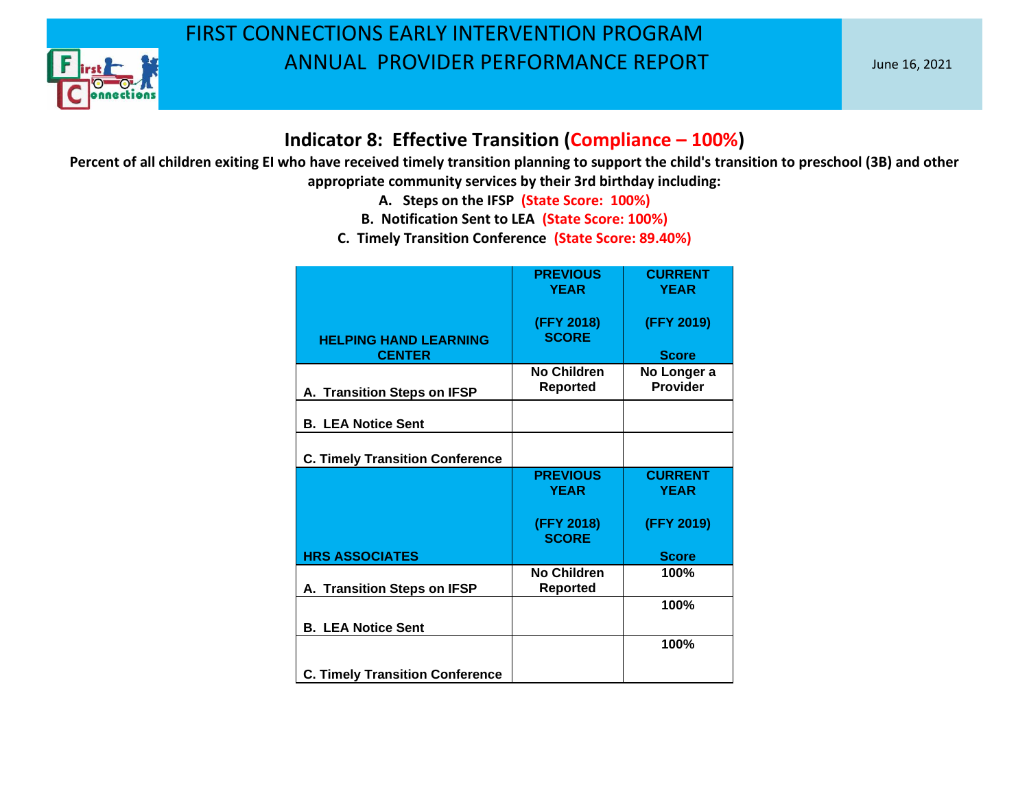# FIRST CONNECTIONS EARLY INTERVENTION PROGRAM
# ANNUAL PROVIDER PERFORMANCE REPORT

June 16, 2021

## Indicator 8: Effective Transition (Compliance – 100%)

**Percent of all children exiting EI who have received timely transition planning to support the child's transition to preschool (3B) and other appropriate community services by their 3rd birthday including:**

**A. Steps on the IFSP (State Score: 100%)**

**B. Notification Sent to LEA (State Score: 100%)**

**C. Timely Transition Conference (State Score: 89.40%)**

| HELPING HAND LEARNING CENTER | PREVIOUS YEAR (FFY 2018) SCORE | CURRENT YEAR (FFY 2019) Score |
|---|---|---|
| A. Transition Steps on IFSP | No Children Reported | No Longer a Provider |
| B. LEA Notice Sent | | |
| C. Timely Transition Conference | | |

| HRS ASSOCIATES | PREVIOUS YEAR (FFY 2018) SCORE | CURRENT YEAR (FFY 2019) Score |
|---|---|---|
| A. Transition Steps on IFSP | No Children Reported | 100% |
| B. LEA Notice Sent | | 100% |
| C. Timely Transition Conference | | 100% |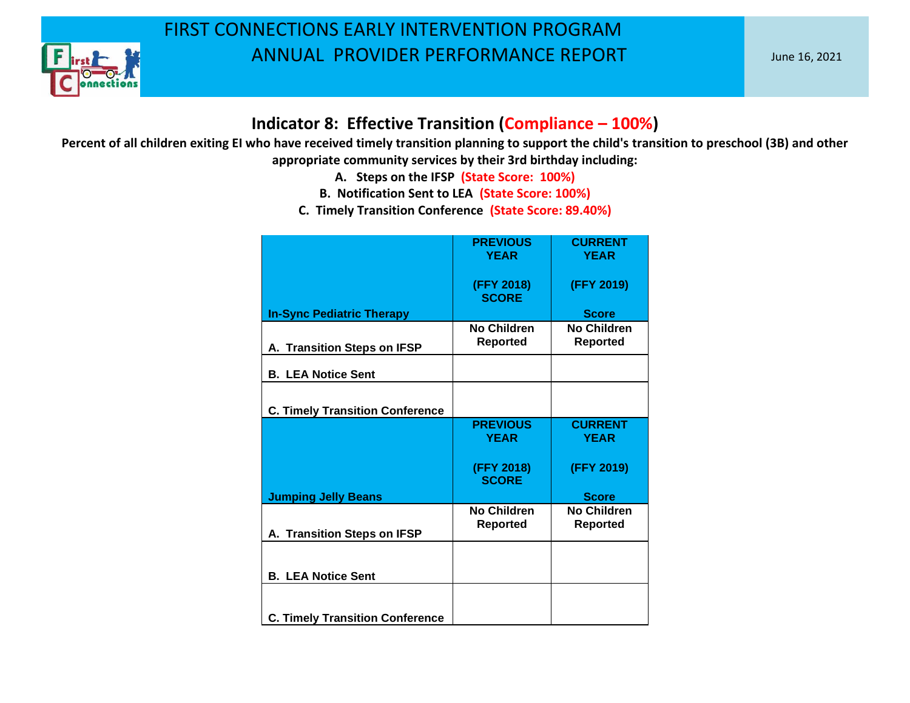# FIRST CONNECTIONS EARLY INTERVENTION PROGRAM
# ANNUAL PROVIDER PERFORMANCE REPORT

June 16, 2021

## Indicator 8: Effective Transition (Compliance – 100%)

**Percent of all children exiting EI who have received timely transition planning to support the child's transition to preschool (3B) and other appropriate community services by their 3rd birthday including:**

**A. Steps on the IFSP (State Score: 100%)**

**B. Notification Sent to LEA (State Score: 100%)**

**C. Timely Transition Conference (State Score: 89.40%)**

| In-Sync Pediatric Therapy | PREVIOUS YEAR (FFY 2018) SCORE | CURRENT YEAR (FFY 2019) Score |
|---|---|---|
| A. Transition Steps on IFSP | No Children Reported | No Children Reported |
| B. LEA Notice Sent | | |
| C. Timely Transition Conference | | |

| Jumping Jelly Beans | PREVIOUS YEAR (FFY 2018) SCORE | CURRENT YEAR (FFY 2019) Score |
|---|---|---|
| A. Transition Steps on IFSP | No Children Reported | No Children Reported |
| B. LEA Notice Sent | | |
| C. Timely Transition Conference | | |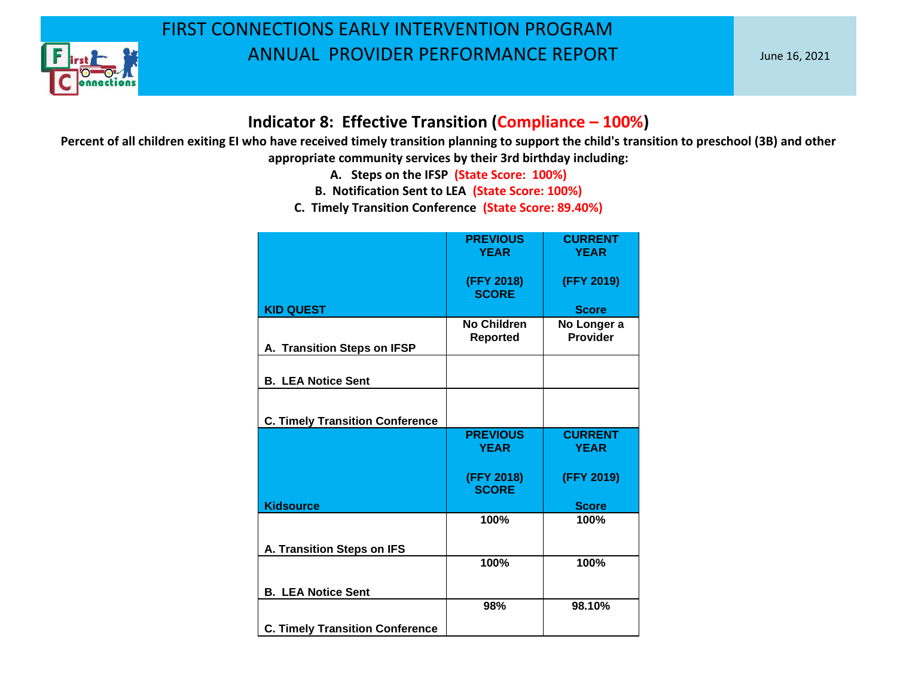# FIRST CONNECTIONS EARLY INTERVENTION PROGRAM
# ANNUAL PROVIDER PERFORMANCE REPORT

June 16, 2021

## Indicator 8: Effective Transition (Compliance – 100%)

**Percent of all children exiting EI who have received timely transition planning to support the child's transition to preschool (3B) and other appropriate community services by their 3rd birthday including:**

**A. Steps on the IFSP (State Score: 100%)**

**B. Notification Sent to LEA (State Score: 100%)**

**C. Timely Transition Conference (State Score: 89.40%)**

| KID QUEST | PREVIOUS YEAR (FFY 2018) SCORE | CURRENT YEAR (FFY 2019) Score |
|---|---|---|
| A. Transition Steps on IFSP | No Children Reported | No Longer a Provider |
| B. LEA Notice Sent | | |
| C. Timely Transition Conference | | |

| Kidsource | PREVIOUS YEAR (FFY 2018) SCORE | CURRENT YEAR (FFY 2019) Score |
|---|---|---|
| A. Transition Steps on IFS | 100% | 100% |
| B. LEA Notice Sent | 100% | 100% |
| C. Timely Transition Conference | 98% | 98.10% |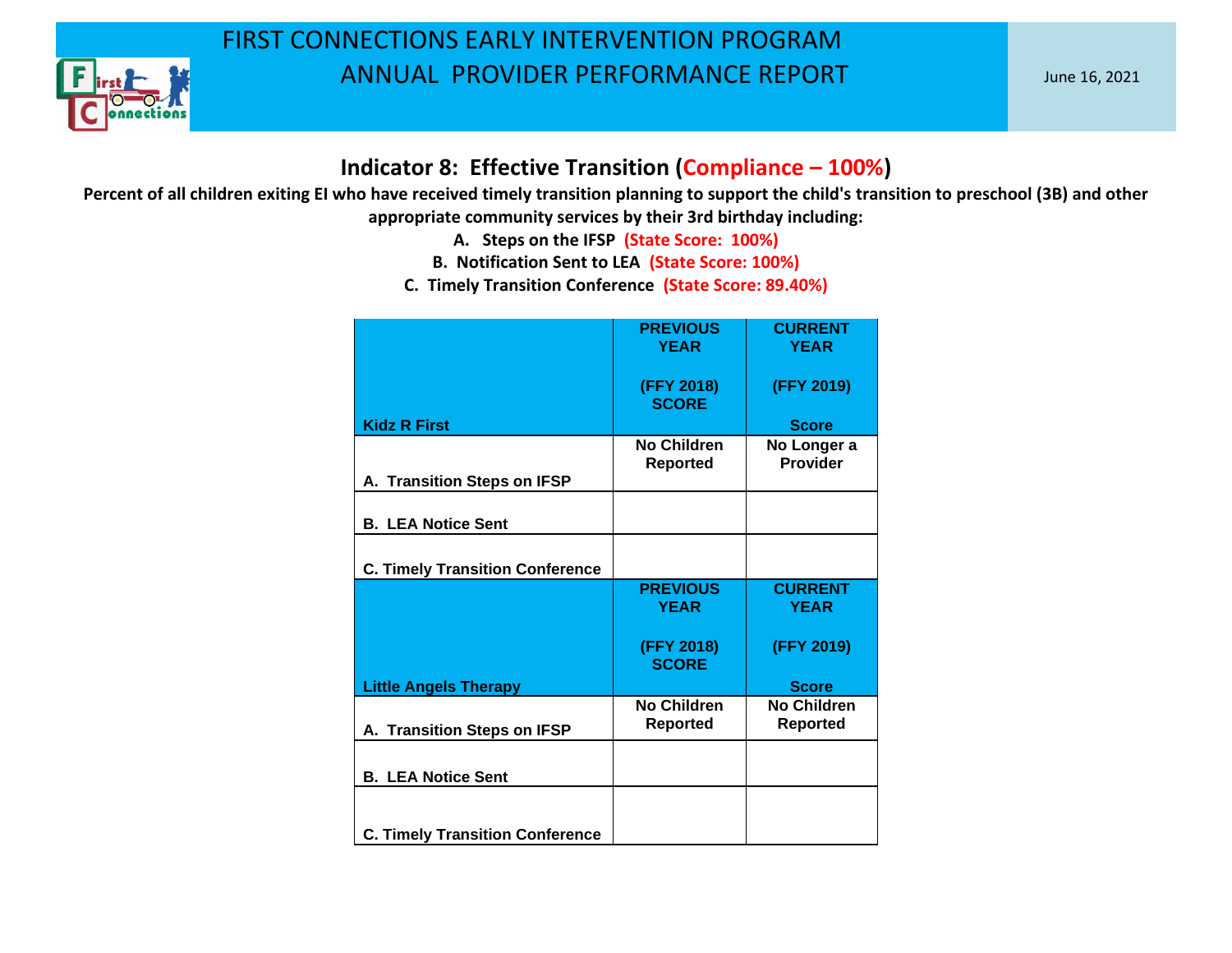# FIRST CONNECTIONS EARLY INTERVENTION PROGRAM
# ANNUAL PROVIDER PERFORMANCE REPORT

June 16, 2021

## Indicator 8: Effective Transition (Compliance – 100%)

**Percent of all children exiting EI who have received timely transition planning to support the child's transition to preschool (3B) and other appropriate community services by their 3rd birthday including:**

**A. Steps on the IFSP (State Score: 100%)**

**B. Notification Sent to LEA (State Score: 100%)**

**C. Timely Transition Conference (State Score: 89.40%)**

| Kidz R First | PREVIOUS YEAR (FFY 2018) SCORE | CURRENT YEAR (FFY 2019) Score |
|---|---|---|
| A. Transition Steps on IFSP | No Children Reported | No Longer a Provider |
| B. LEA Notice Sent | | |
| C. Timely Transition Conference | | |

| Little Angels Therapy | PREVIOUS YEAR (FFY 2018) SCORE | CURRENT YEAR (FFY 2019) Score |
|---|---|---|
| A. Transition Steps on IFSP | No Children Reported | No Children Reported |
| B. LEA Notice Sent | | |
| C. Timely Transition Conference | | |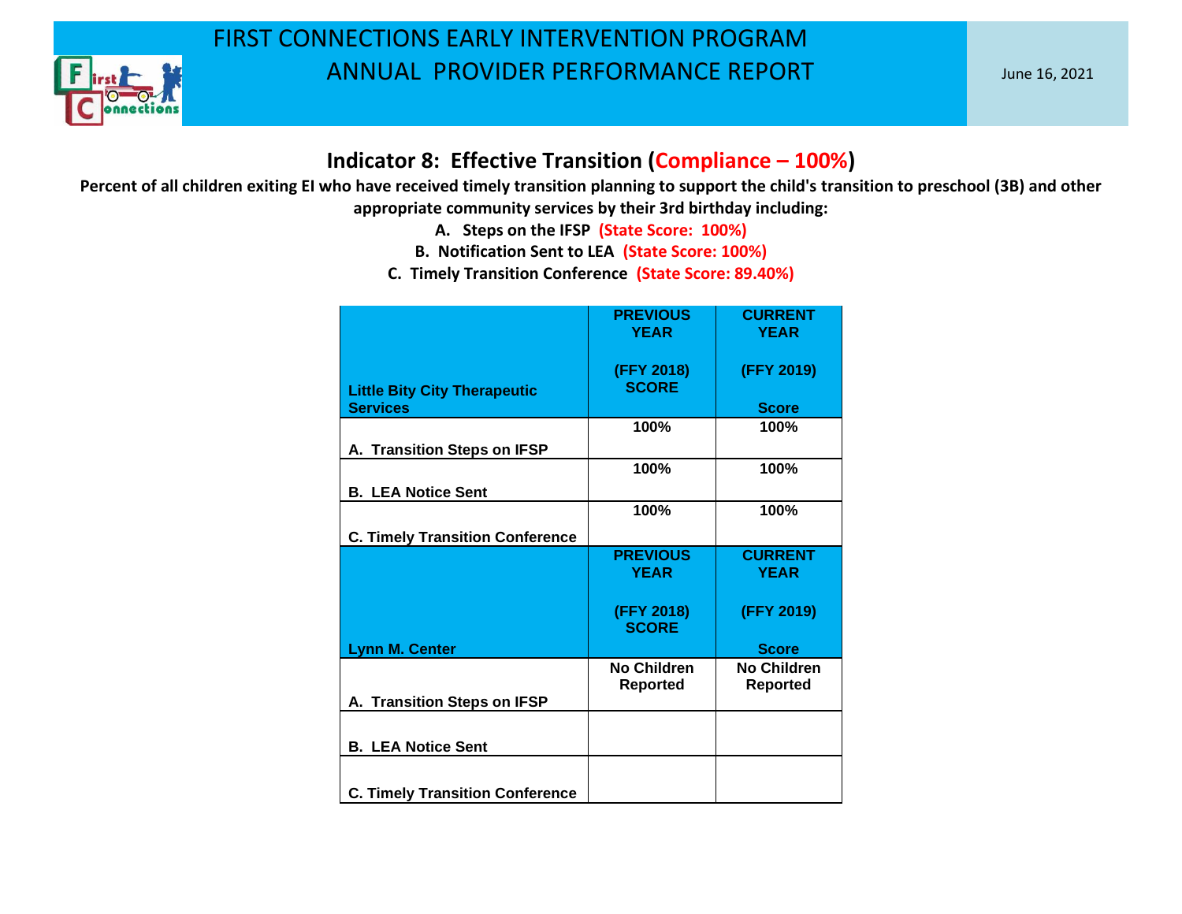# FIRST CONNECTIONS EARLY INTERVENTION PROGRAM
# ANNUAL PROVIDER PERFORMANCE REPORT

June 16, 2021

## Indicator 8: Effective Transition (Compliance – 100%)

**Percent of all children exiting EI who have received timely transition planning to support the child's transition to preschool (3B) and other appropriate community services by their 3rd birthday including:**

**A. Steps on the IFSP (State Score: 100%)**

**B. Notification Sent to LEA (State Score: 100%)**

**C. Timely Transition Conference (State Score: 89.40%)**

| Little Bity City Therapeutic Services | PREVIOUS YEAR (FFY 2018) SCORE | CURRENT YEAR (FFY 2019) Score |
|---|---|---|
| A. Transition Steps on IFSP | 100% | 100% |
| B. LEA Notice Sent | 100% | 100% |
| C. Timely Transition Conference | 100% | 100% |
| **Lynn M. Center** | **PREVIOUS YEAR (FFY 2018) SCORE** | **CURRENT YEAR (FFY 2019) Score** |
| A. Transition Steps on IFSP | No Children Reported | No Children Reported |
| B. LEA Notice Sent | | |
| C. Timely Transition Conference | | |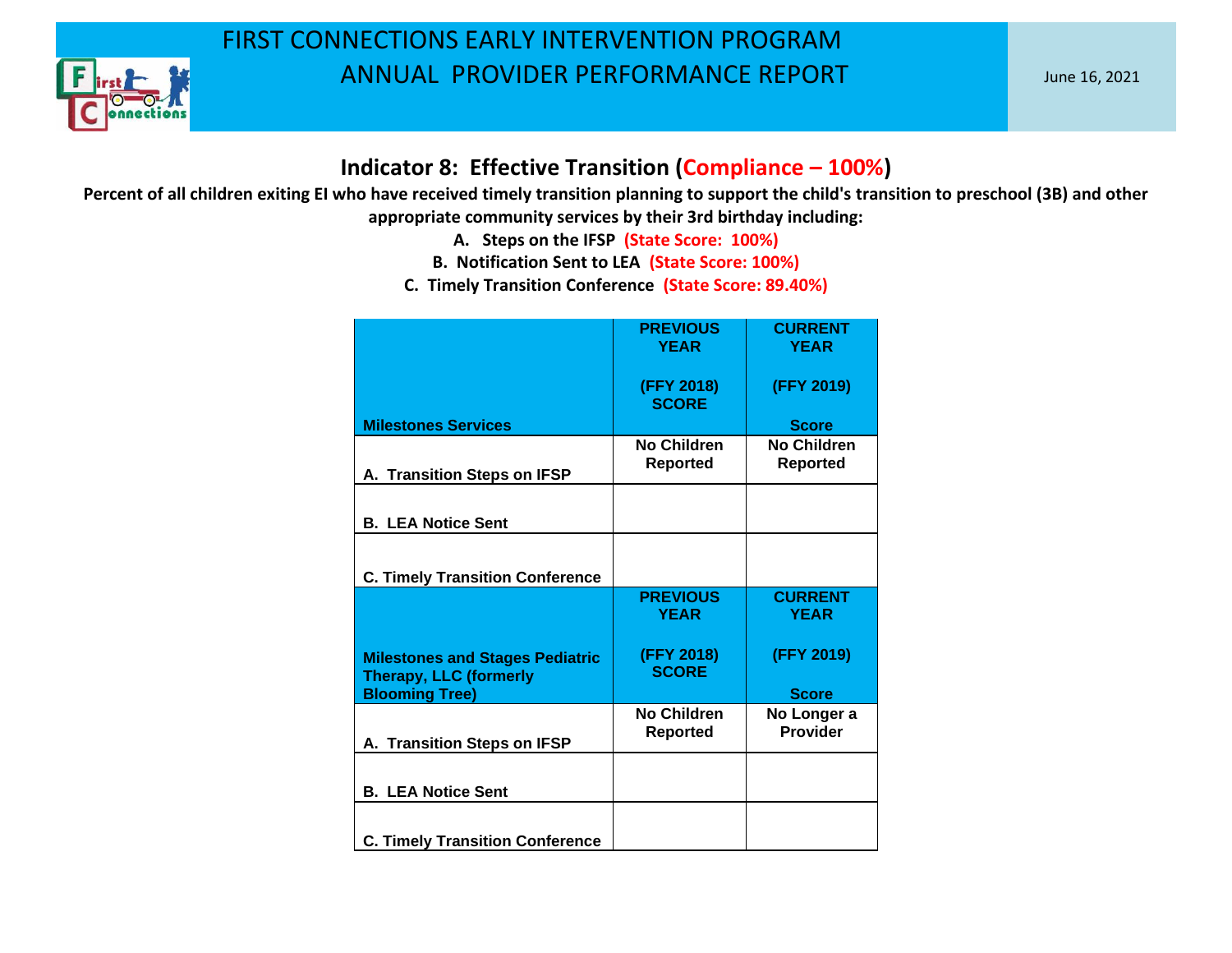# FIRST CONNECTIONS EARLY INTERVENTION PROGRAM
# ANNUAL PROVIDER PERFORMANCE REPORT

June 16, 2021

## Indicator 8: Effective Transition (Compliance – 100%)

**Percent of all children exiting EI who have received timely transition planning to support the child's transition to preschool (3B) and other appropriate community services by their 3rd birthday including:**

**A. Steps on the IFSP (State Score: 100%)**

**B. Notification Sent to LEA (State Score: 100%)**

**C. Timely Transition Conference (State Score: 89.40%)**

| Milestones Services | PREVIOUS YEAR (FFY 2018) SCORE | CURRENT YEAR (FFY 2019) Score |
|---|---|---|
| A. Transition Steps on IFSP | No Children Reported | No Children Reported |
| B. LEA Notice Sent | | |
| C. Timely Transition Conference | | |

| Milestones and Stages Pediatric Therapy, LLC (formerly Blooming Tree) | PREVIOUS YEAR (FFY 2018) SCORE | CURRENT YEAR (FFY 2019) Score |
|---|---|---|
| A. Transition Steps on IFSP | No Children Reported | No Longer a Provider |
| B. LEA Notice Sent | | |
| C. Timely Transition Conference | | |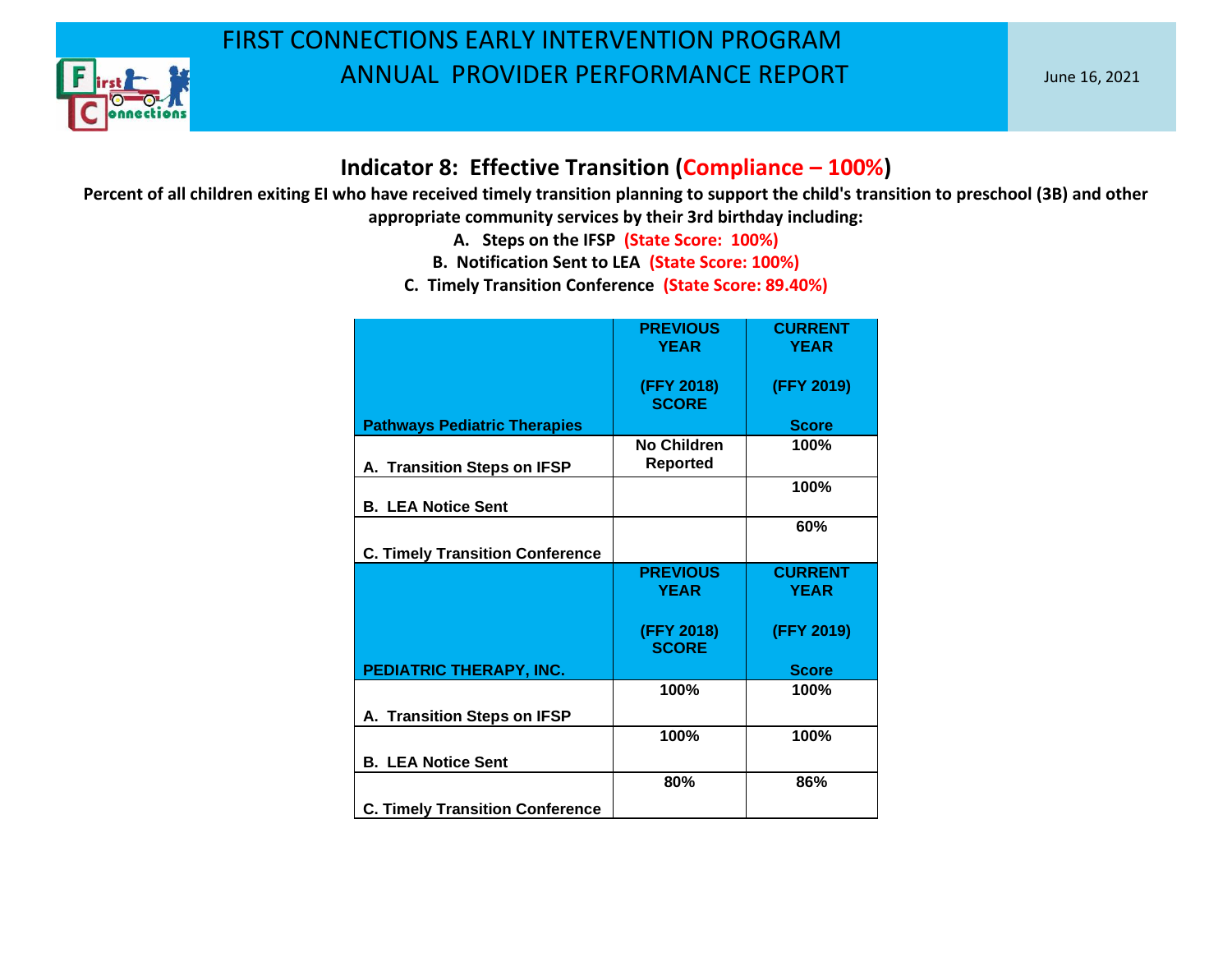# FIRST CONNECTIONS EARLY INTERVENTION PROGRAM
# ANNUAL PROVIDER PERFORMANCE REPORT

June 16, 2021

## Indicator 8: Effective Transition (Compliance – 100%)

**Percent of all children exiting EI who have received timely transition planning to support the child's transition to preschool (3B) and other appropriate community services by their 3rd birthday including:**

**A. Steps on the IFSP (State Score: 100%)**

**B. Notification Sent to LEA (State Score: 100%)**

**C. Timely Transition Conference (State Score: 89.40%)**

| Pathways Pediatric Therapies | PREVIOUS YEAR (FFY 2018) SCORE | CURRENT YEAR (FFY 2019) Score |
|---|---|---|
| A. Transition Steps on IFSP | No Children Reported | 100% |
| B. LEA Notice Sent | | 100% |
| C. Timely Transition Conference | | 60% |

| PEDIATRIC THERAPY, INC. | PREVIOUS YEAR (FFY 2018) SCORE | CURRENT YEAR (FFY 2019) Score |
|---|---|---|
| A. Transition Steps on IFSP | 100% | 100% |
| B. LEA Notice Sent | 100% | 100% |
| C. Timely Transition Conference | 80% | 86% |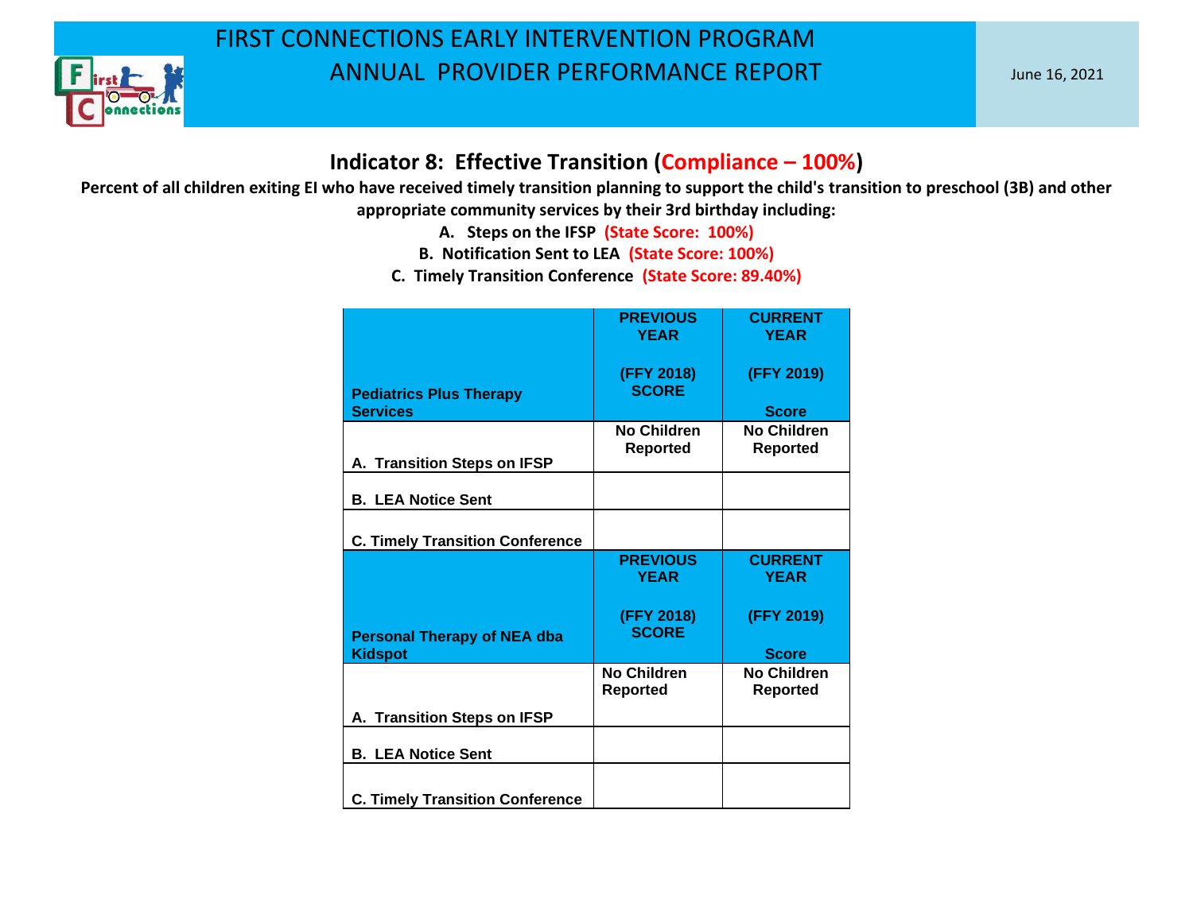# FIRST CONNECTIONS EARLY INTERVENTION PROGRAM
# ANNUAL PROVIDER PERFORMANCE REPORT

June 16, 2021

## Indicator 8: Effective Transition (Compliance – 100%)

**Percent of all children exiting EI who have received timely transition planning to support the child's transition to preschool (3B) and other appropriate community services by their 3rd birthday including:**

**A. Steps on the IFSP (State Score: 100%)**

**B. Notification Sent to LEA (State Score: 100%)**

**C. Timely Transition Conference (State Score: 89.40%)**

| Pediatrics Plus Therapy Services | PREVIOUS YEAR (FFY 2018) SCORE | CURRENT YEAR (FFY 2019) Score |
|---|---|---|
| A. Transition Steps on IFSP | No Children Reported | No Children Reported |
| B. LEA Notice Sent | | |
| C. Timely Transition Conference | | |

| Personal Therapy of NEA dba Kidspot | PREVIOUS YEAR (FFY 2018) SCORE | CURRENT YEAR (FFY 2019) Score |
|---|---|---|
| A. Transition Steps on IFSP | No Children Reported | No Children Reported |
| B. LEA Notice Sent | | |
| C. Timely Transition Conference | | |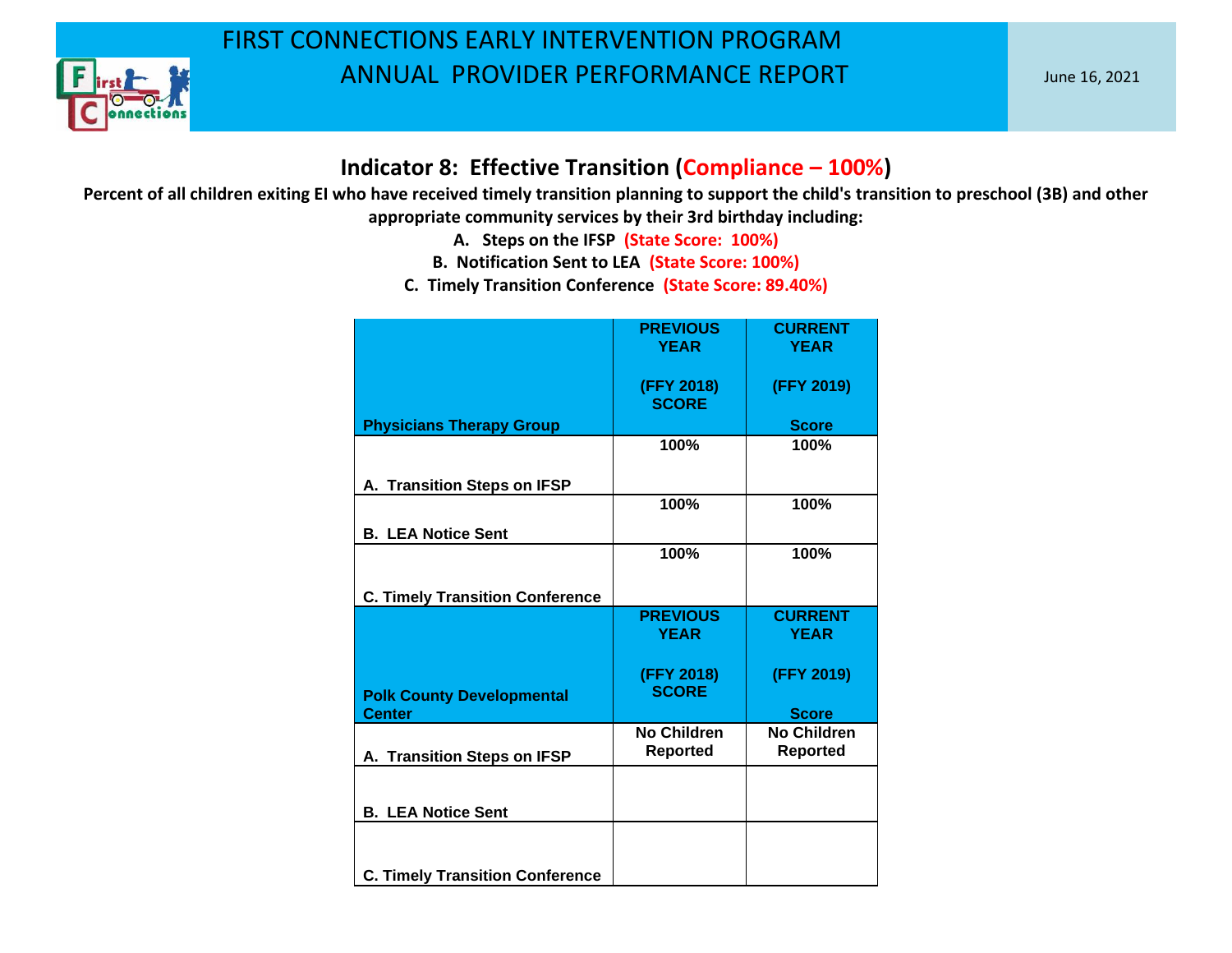# FIRST CONNECTIONS EARLY INTERVENTION PROGRAM
# ANNUAL PROVIDER PERFORMANCE REPORT

June 16, 2021

## Indicator 8: Effective Transition (Compliance – 100%)

**Percent of all children exiting EI who have received timely transition planning to support the child's transition to preschool (3B) and other appropriate community services by their 3rd birthday including:**

**A. Steps on the IFSP (State Score: 100%)**

**B. Notification Sent to LEA (State Score: 100%)**

**C. Timely Transition Conference (State Score: 89.40%)**

| Physicians Therapy Group | PREVIOUS YEAR (FFY 2018) SCORE | CURRENT YEAR (FFY 2019) Score |
|---|---|---|
| A. Transition Steps on IFSP | 100% | 100% |
| B. LEA Notice Sent | 100% | 100% |
| C. Timely Transition Conference | 100% | 100% |

| Polk County Developmental Center | PREVIOUS YEAR (FFY 2018) SCORE | CURRENT YEAR (FFY 2019) Score |
|---|---|---|
| A. Transition Steps on IFSP | No Children Reported | No Children Reported |
| B. LEA Notice Sent | | |
| C. Timely Transition Conference | | |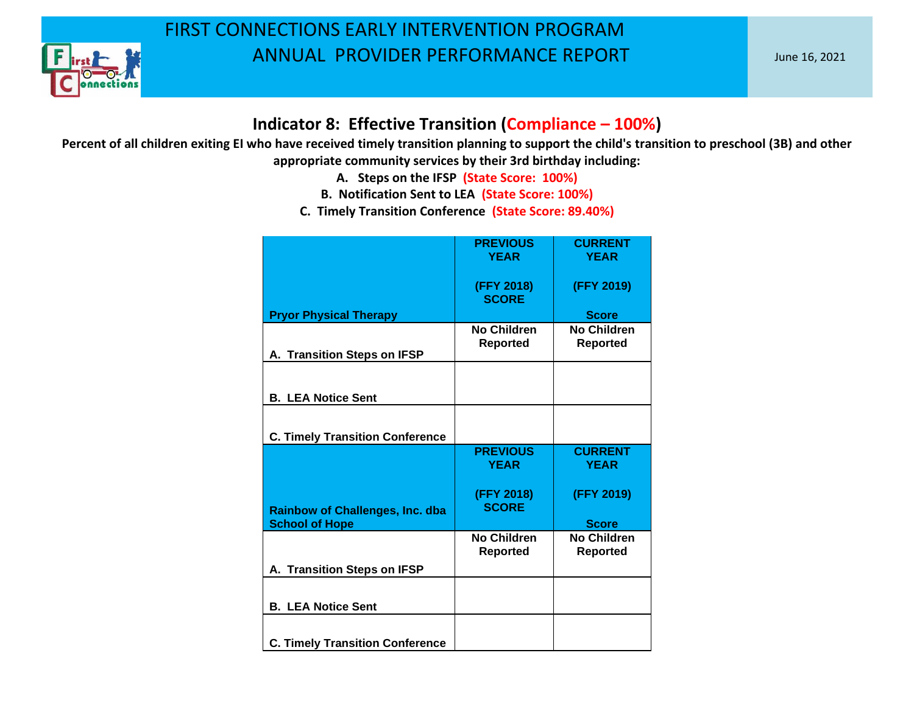# FIRST CONNECTIONS EARLY INTERVENTION PROGRAM
# ANNUAL PROVIDER PERFORMANCE REPORT

June 16, 2021

## Indicator 8: Effective Transition (Compliance – 100%)

**Percent of all children exiting EI who have received timely transition planning to support the child's transition to preschool (3B) and other appropriate community services by their 3rd birthday including:**

**A. Steps on the IFSP (State Score: 100%)**

**B. Notification Sent to LEA (State Score: 100%)**

**C. Timely Transition Conference (State Score: 89.40%)**

| Pryor Physical Therapy | PREVIOUS YEAR (FFY 2018) SCORE | CURRENT YEAR (FFY 2019) Score |
|---|---|---|
| A. Transition Steps on IFSP | No Children Reported | No Children Reported |
| B. LEA Notice Sent | | |
| C. Timely Transition Conference | | |

| Rainbow of Challenges, Inc. dba School of Hope | PREVIOUS YEAR (FFY 2018) SCORE | CURRENT YEAR (FFY 2019) Score |
|---|---|---|
| A. Transition Steps on IFSP | No Children Reported | No Children Reported |
| B. LEA Notice Sent | | |
| C. Timely Transition Conference | | |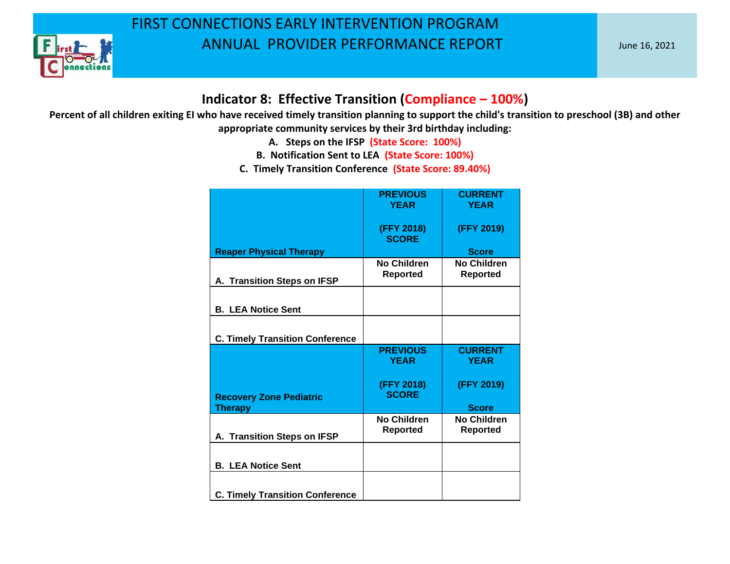# FIRST CONNECTIONS EARLY INTERVENTION PROGRAM
# ANNUAL PROVIDER PERFORMANCE REPORT

June 16, 2021

## Indicator 8: Effective Transition (Compliance – 100%)

**Percent of all children exiting EI who have received timely transition planning to support the child's transition to preschool (3B) and other appropriate community services by their 3rd birthday including:**

**A. Steps on the IFSP (State Score: 100%)**
**B. Notification Sent to LEA (State Score: 100%)**
**C. Timely Transition Conference (State Score: 89.40%)**

| Reaper Physical Therapy | PREVIOUS YEAR (FFY 2018) SCORE | CURRENT YEAR (FFY 2019) Score |
|---|---|---|
| A. Transition Steps on IFSP | No Children Reported | No Children Reported |
| B. LEA Notice Sent | | |
| C. Timely Transition Conference | | |

| Recovery Zone Pediatric Therapy | PREVIOUS YEAR (FFY 2018) SCORE | CURRENT YEAR (FFY 2019) Score |
|---|---|---|
| A. Transition Steps on IFSP | No Children Reported | No Children Reported |
| B. LEA Notice Sent | | |
| C. Timely Transition Conference | | |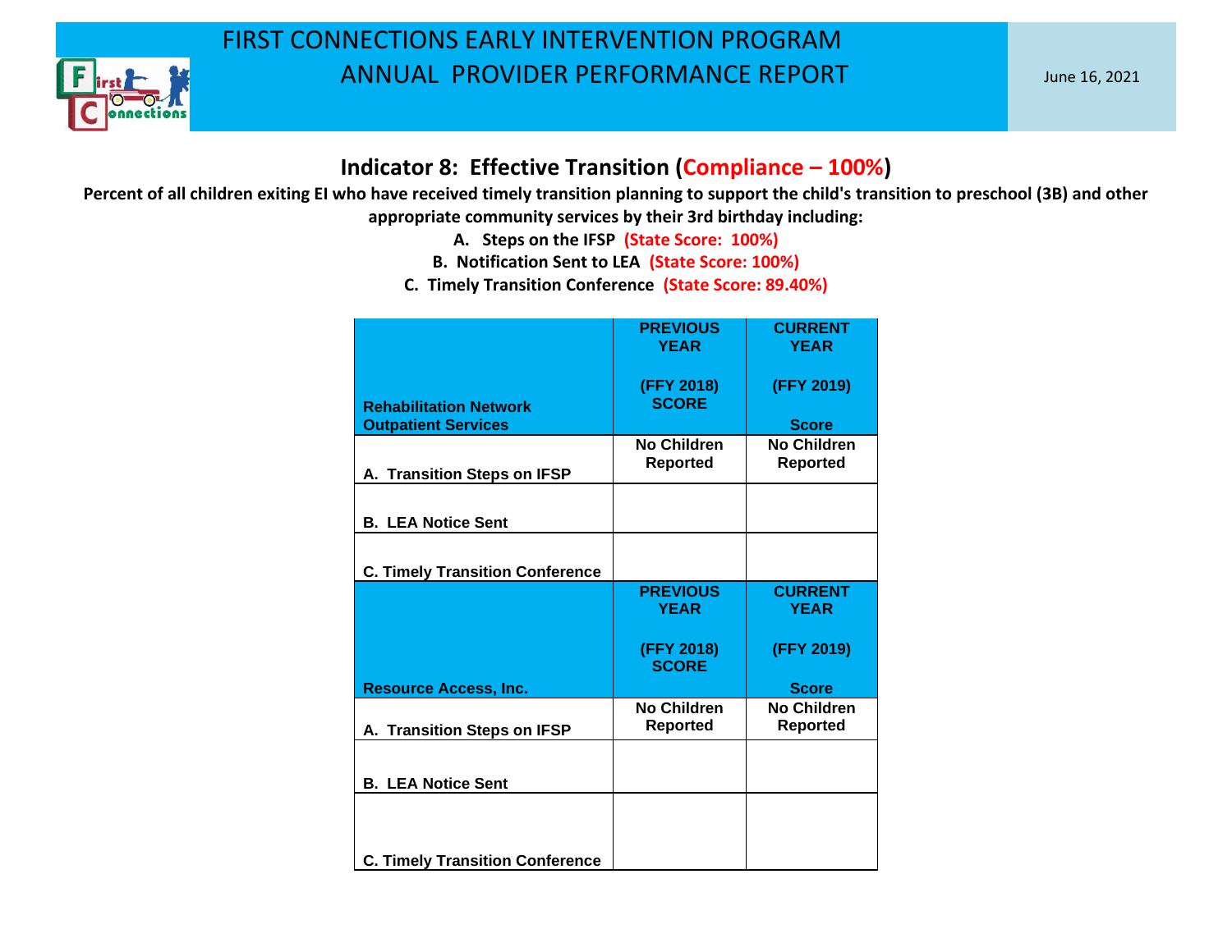# FIRST CONNECTIONS EARLY INTERVENTION PROGRAM
# ANNUAL PROVIDER PERFORMANCE REPORT

June 16, 2021

## Indicator 8: Effective Transition (Compliance – 100%)

**Percent of all children exiting EI who have received timely transition planning to support the child's transition to preschool (3B) and other appropriate community services by their 3rd birthday including:**

**A. Steps on the IFSP (State Score: 100%)**

**B. Notification Sent to LEA (State Score: 100%)**

**C. Timely Transition Conference (State Score: 89.40%)**

| Rehabilitation Network Outpatient Services | PREVIOUS YEAR (FFY 2018) SCORE | CURRENT YEAR (FFY 2019) Score |
|---|---|---|
| A. Transition Steps on IFSP | No Children Reported | No Children Reported |
| B. LEA Notice Sent | | |
| C. Timely Transition Conference | | |

| Resource Access, Inc. | PREVIOUS YEAR (FFY 2018) SCORE | CURRENT YEAR (FFY 2019) Score |
|---|---|---|
| A. Transition Steps on IFSP | No Children Reported | No Children Reported |
| B. LEA Notice Sent | | |
| C. Timely Transition Conference | | |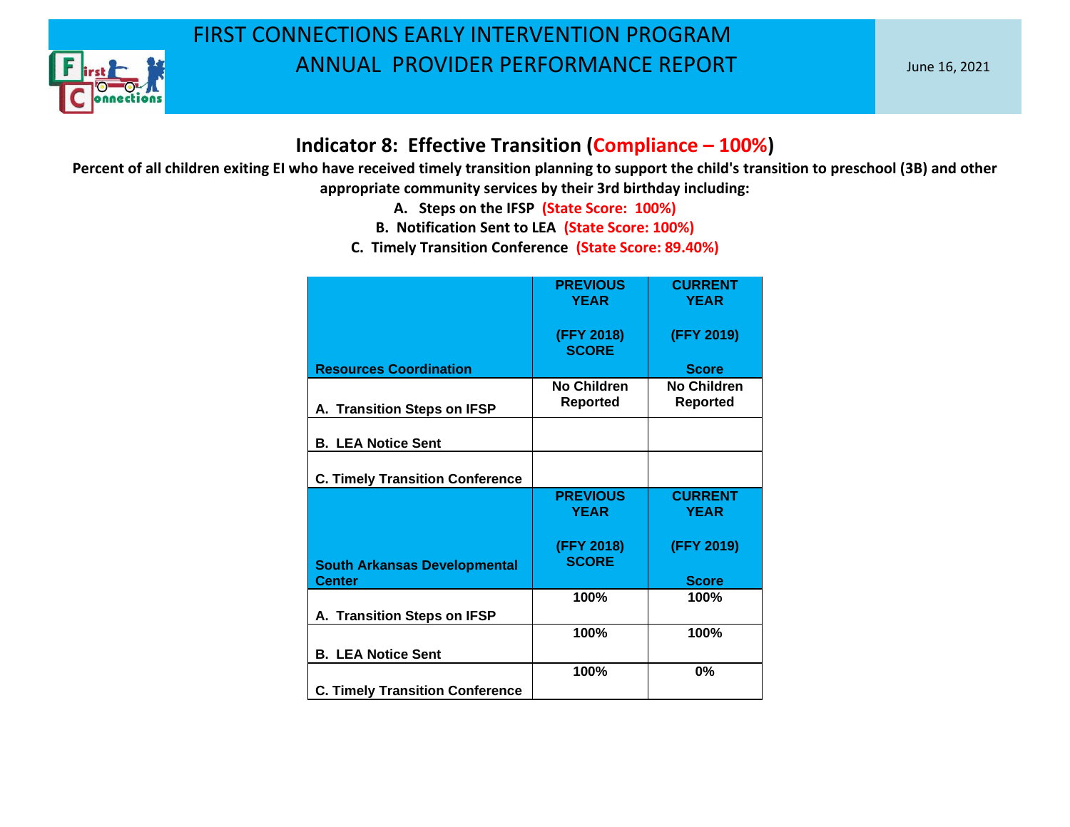# FIRST CONNECTIONS EARLY INTERVENTION PROGRAM
# ANNUAL PROVIDER PERFORMANCE REPORT

June 16, 2021

## Indicator 8: Effective Transition (Compliance – 100%)

**Percent of all children exiting EI who have received timely transition planning to support the child's transition to preschool (3B) and other appropriate community services by their 3rd birthday including:**

**A. Steps on the IFSP (State Score: 100%)**

**B. Notification Sent to LEA (State Score: 100%)**

**C. Timely Transition Conference (State Score: 89.40%)**

| Resources Coordination | PREVIOUS YEAR (FFY 2018) SCORE | CURRENT YEAR (FFY 2019) Score |
|---|---|---|
| A. Transition Steps on IFSP | No Children Reported | No Children Reported |
| B. LEA Notice Sent | | |
| C. Timely Transition Conference | | |

| South Arkansas Developmental Center | PREVIOUS YEAR (FFY 2018) SCORE | CURRENT YEAR (FFY 2019) Score |
|---|---|---|
| A. Transition Steps on IFSP | 100% | 100% |
| B. LEA Notice Sent | 100% | 100% |
| C. Timely Transition Conference | 100% | 0% |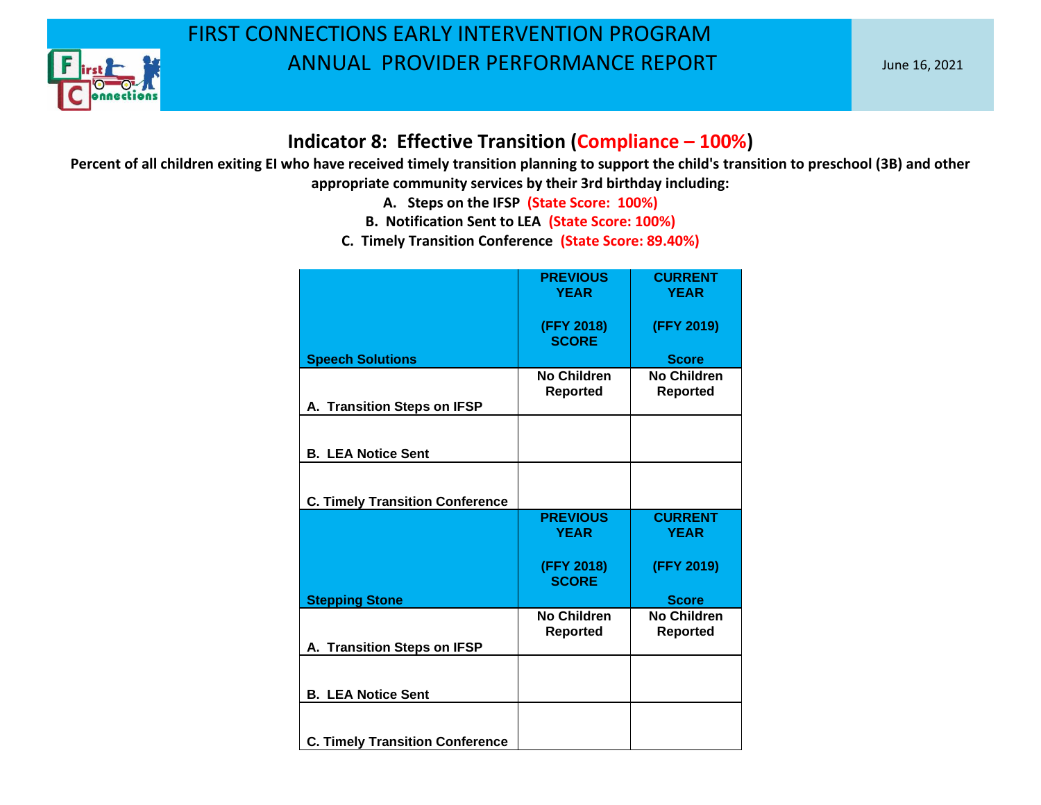# FIRST CONNECTIONS EARLY INTERVENTION PROGRAM
# ANNUAL PROVIDER PERFORMANCE REPORT

June 16, 2021

## Indicator 8: Effective Transition (Compliance – 100%)

**Percent of all children exiting EI who have received timely transition planning to support the child's transition to preschool (3B) and other appropriate community services by their 3rd birthday including:**

**A. Steps on the IFSP (State Score: 100%)**

**B. Notification Sent to LEA (State Score: 100%)**

**C. Timely Transition Conference (State Score: 89.40%)**

| Speech Solutions | PREVIOUS YEAR (FFY 2018) SCORE | CURRENT YEAR (FFY 2019) Score |
|---|---|---|
| A. Transition Steps on IFSP | No Children Reported | No Children Reported |
| B. LEA Notice Sent | | |
| C. Timely Transition Conference | | |

| Stepping Stone | PREVIOUS YEAR (FFY 2018) SCORE | CURRENT YEAR (FFY 2019) Score |
|---|---|---|
| A. Transition Steps on IFSP | No Children Reported | No Children Reported |
| B. LEA Notice Sent | | |
| C. Timely Transition Conference | | |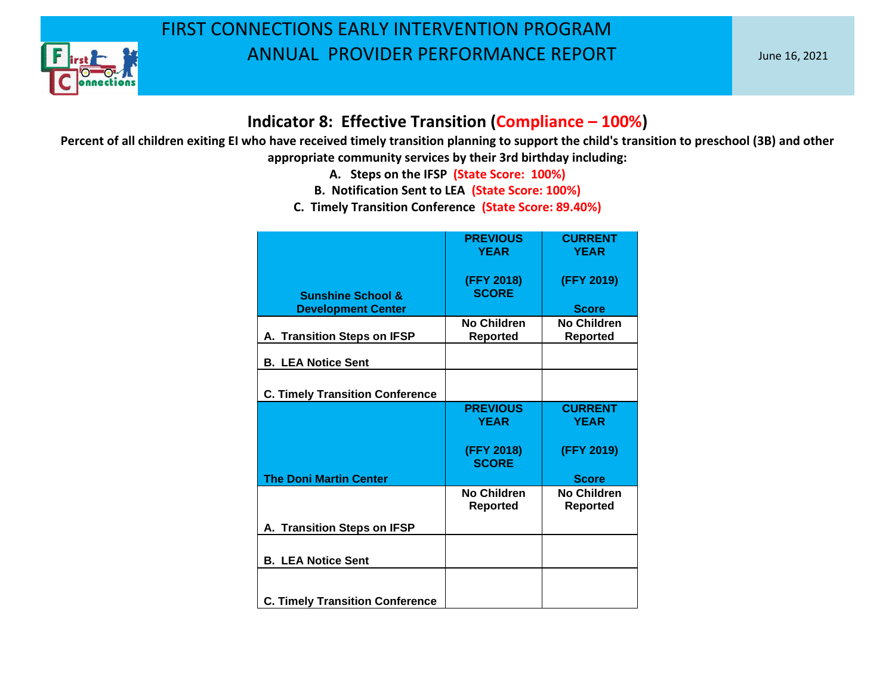# FIRST CONNECTIONS EARLY INTERVENTION PROGRAM
# ANNUAL PROVIDER PERFORMANCE REPORT

June 16, 2021

## Indicator 8: Effective Transition (Compliance – 100%)

**Percent of all children exiting EI who have received timely transition planning to support the child's transition to preschool (3B) and other appropriate community services by their 3rd birthday including:**

**A. Steps on the IFSP (State Score: 100%)**

**B. Notification Sent to LEA (State Score: 100%)**

**C. Timely Transition Conference (State Score: 89.40%)**

| Sunshine School & Development Center | PREVIOUS YEAR (FFY 2018) SCORE | CURRENT YEAR (FFY 2019) Score |
|---|---|---|
| A. Transition Steps on IFSP | No Children Reported | No Children Reported |
| B. LEA Notice Sent | | |
| C. Timely Transition Conference | | |

| The Doni Martin Center | PREVIOUS YEAR (FFY 2018) SCORE | CURRENT YEAR (FFY 2019) Score |
|---|---|---|
| A. Transition Steps on IFSP | No Children Reported | No Children Reported |
| B. LEA Notice Sent | | |
| C. Timely Transition Conference | | |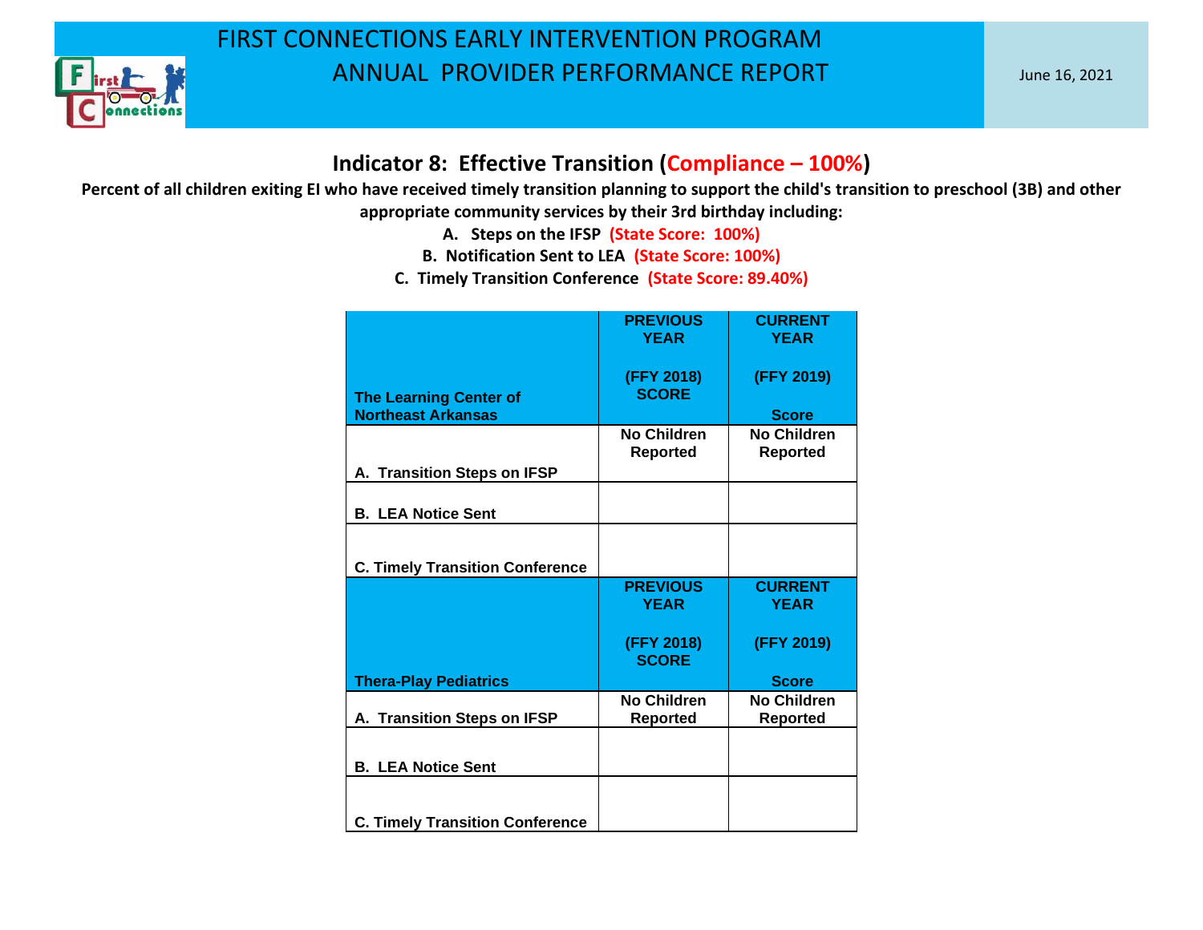# FIRST CONNECTIONS EARLY INTERVENTION PROGRAM
# ANNUAL PROVIDER PERFORMANCE REPORT

June 16, 2021

## Indicator 8: Effective Transition (Compliance – 100%)

**Percent of all children exiting EI who have received timely transition planning to support the child's transition to preschool (3B) and other appropriate community services by their 3rd birthday including:**

**A. Steps on the IFSP (State Score: 100%)**

**B. Notification Sent to LEA (State Score: 100%)**

**C. Timely Transition Conference (State Score: 89.40%)**

| The Learning Center of Northeast Arkansas | PREVIOUS YEAR (FFY 2018) SCORE | CURRENT YEAR (FFY 2019) Score |
|---|---|---|
| A. Transition Steps on IFSP | No Children Reported | No Children Reported |
| B. LEA Notice Sent | | |
| C. Timely Transition Conference | | |

| Thera-Play Pediatrics | PREVIOUS YEAR (FFY 2018) SCORE | CURRENT YEAR (FFY 2019) Score |
|---|---|---|
| A. Transition Steps on IFSP | No Children Reported | No Children Reported |
| B. LEA Notice Sent | | |
| C. Timely Transition Conference | | |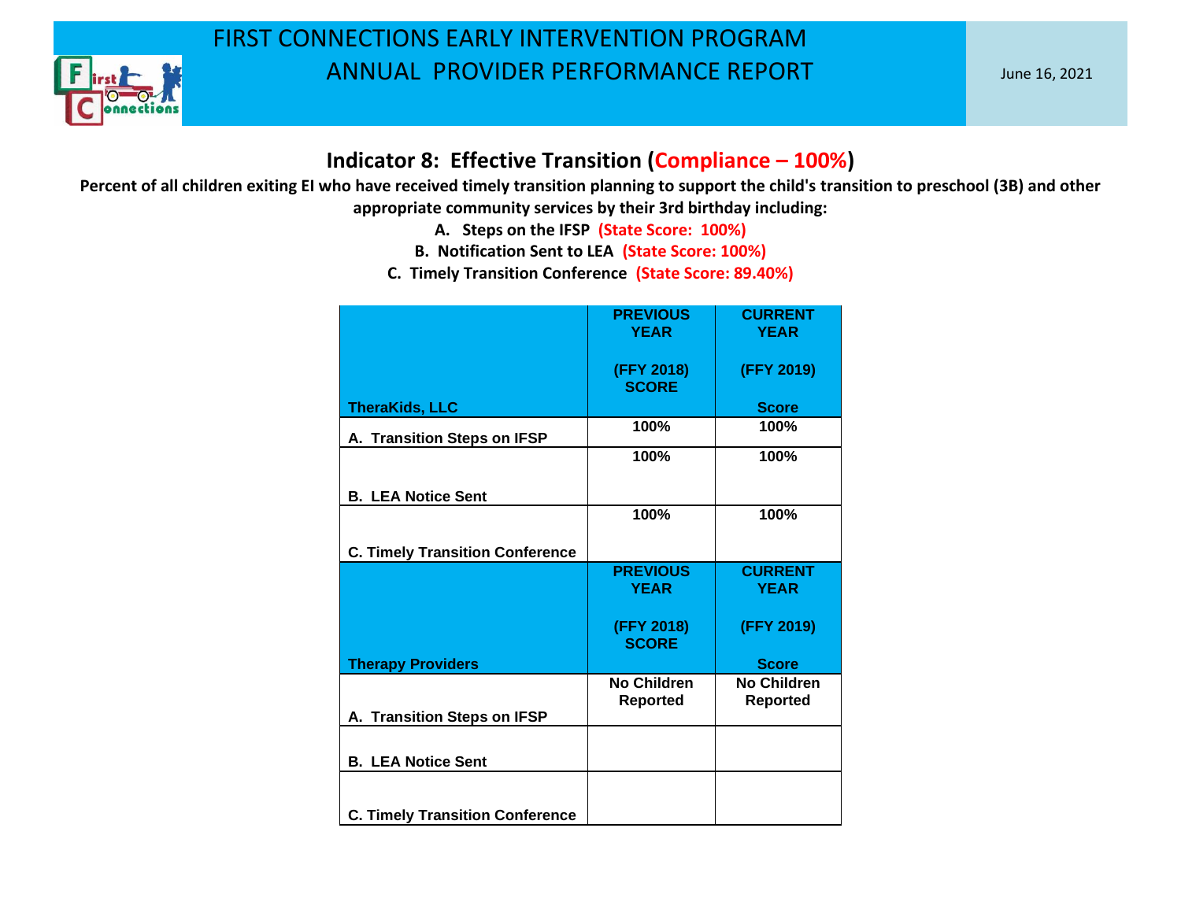# FIRST CONNECTIONS EARLY INTERVENTION PROGRAM
# ANNUAL PROVIDER PERFORMANCE REPORT

June 16, 2021

## Indicator 8: Effective Transition (Compliance – 100%)

**Percent of all children exiting EI who have received timely transition planning to support the child's transition to preschool (3B) and other appropriate community services by their 3rd birthday including:**

**A. Steps on the IFSP (State Score: 100%)**

**B. Notification Sent to LEA (State Score: 100%)**

**C. Timely Transition Conference (State Score: 89.40%)**

| TheraKids, LLC | PREVIOUS YEAR (FFY 2018) SCORE | CURRENT YEAR (FFY 2019) Score |
|---|---|---|
| A. Transition Steps on IFSP | 100% | 100% |
| B. LEA Notice Sent | 100% | 100% |
| C. Timely Transition Conference | 100% | 100% |
| **Therapy Providers** | **PREVIOUS YEAR (FFY 2018) SCORE** | **CURRENT YEAR (FFY 2019) Score** |
| A. Transition Steps on IFSP | No Children Reported | No Children Reported |
| B. LEA Notice Sent | | |
| C. Timely Transition Conference | | |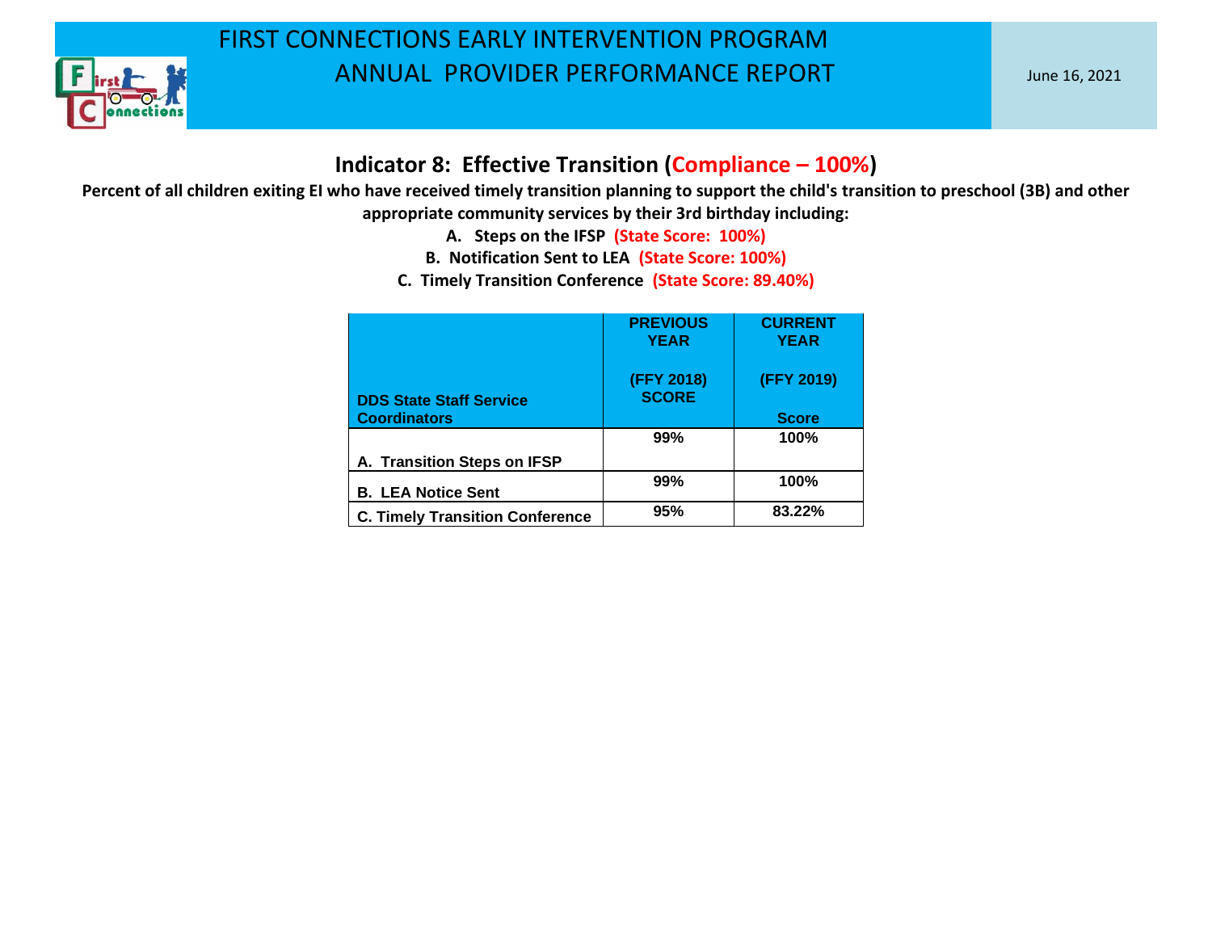# FIRST CONNECTIONS EARLY INTERVENTION PROGRAM
# ANNUAL PROVIDER PERFORMANCE REPORT

June 16, 2021

## Indicator 8: Effective Transition (Compliance – 100%)

**Percent of all children exiting EI who have received timely transition planning to support the child's transition to preschool (3B) and other appropriate community services by their 3rd birthday including:**

**A. Steps on the IFSP (State Score: 100%)**

**B. Notification Sent to LEA (State Score: 100%)**

**C. Timely Transition Conference (State Score: 89.40%)**

| DDS State Staff Service Coordinators | PREVIOUS YEAR (FFY 2018) SCORE | CURRENT YEAR (FFY 2019) Score |
|---|---|---|
| A. Transition Steps on IFSP | 99% | 100% |
| B. LEA Notice Sent | 99% | 100% |
| C. Timely Transition Conference | 95% | 83.22% |